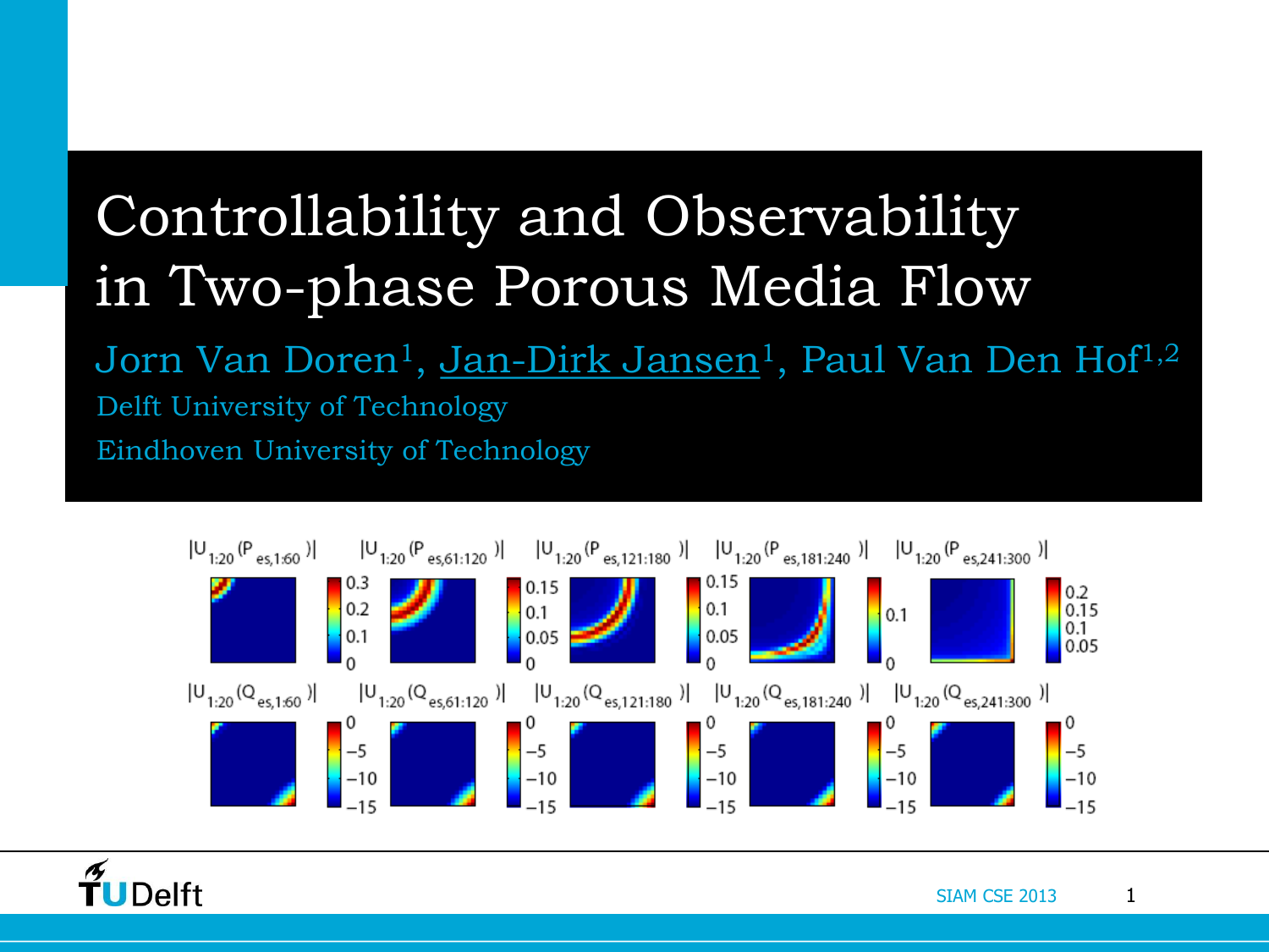# Controllability and Observability in Two-phase Porous Media Flow

Jorn Van Doren[1], Jan-Dirk Jansen[1], Paul Van Den Hof[1,2]

Delft University of Technology

Eindhoven University of Technology

SIAM CSE 2013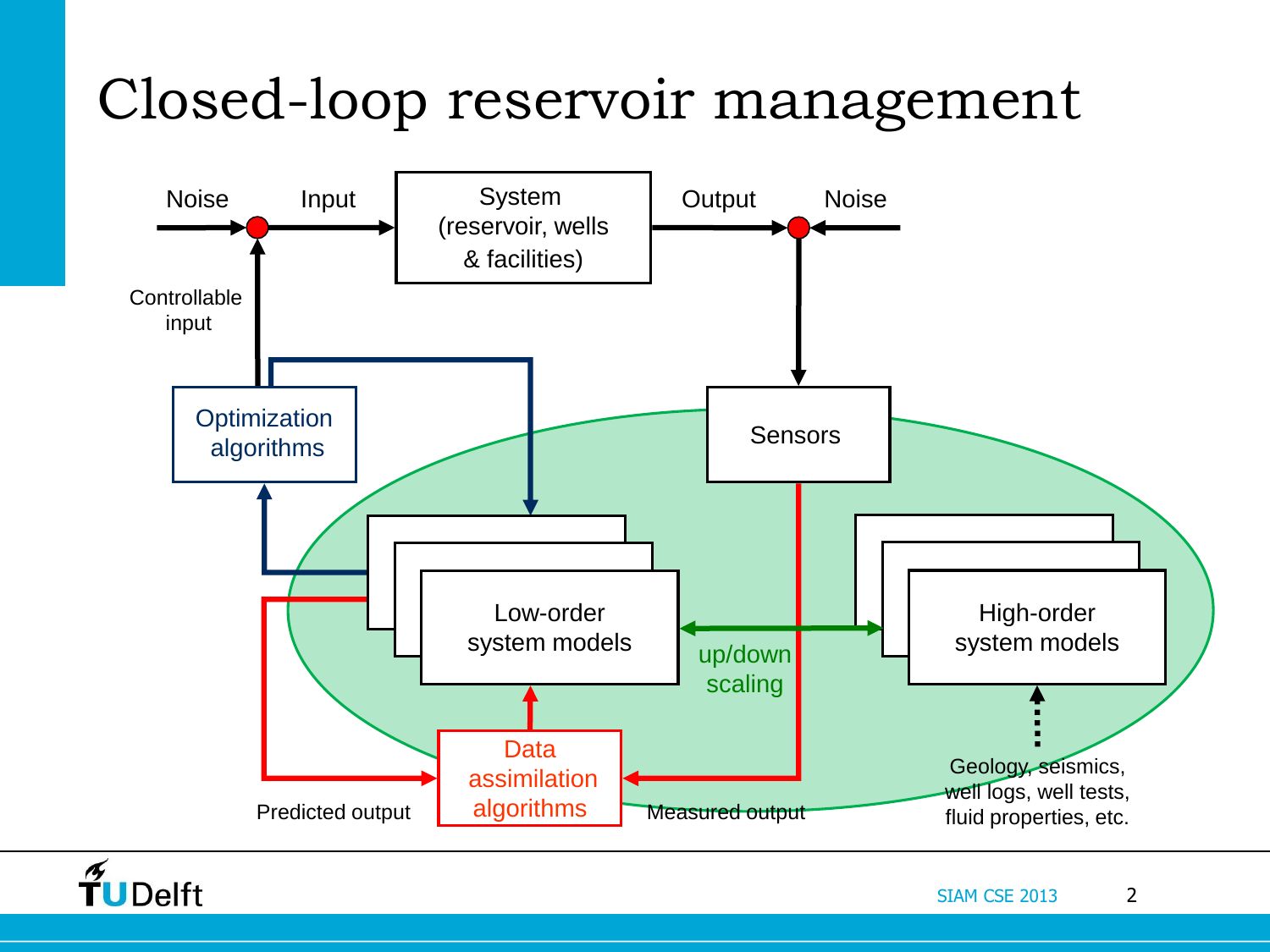# Closed-loop reservoir management

Noise

Input

System (reservoir, wells & facilities)

Output

Noise

Controllable input

Optimization algorithms

Sensors

Low-order system models

up/down scaling

High-order system models

Data assimilation algorithms

Predicted output

Measured output

Geology, seismics, well logs, well tests, fluid properties, etc.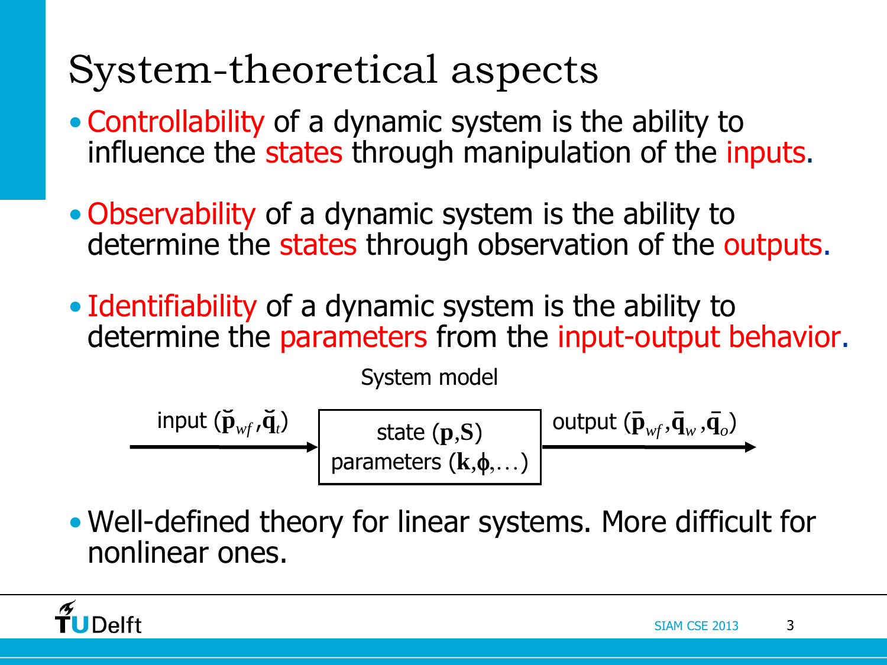# System-theoretical aspects

- Controllability of a dynamic system is the ability to influence the states through manipulation of the inputs.
- Observability of a dynamic system is the ability to determine the states through observation of the outputs.
- Identifiability of a dynamic system is the ability to determine the parameters from the input-output behavior.

System model

input $(\breve{\mathbf{p}}_{wf}, \breve{\mathbf{q}}_t)$ → [state $(\mathbf{p}, \mathbf{S})$ / parameters $(\mathbf{k}, \boldsymbol{\phi}, \ldots)$] → output $(\bar{\mathbf{p}}_{wf}, \bar{\mathbf{q}}_w, \bar{\mathbf{q}}_o)$

- Well-defined theory for linear systems. More difficult for nonlinear ones.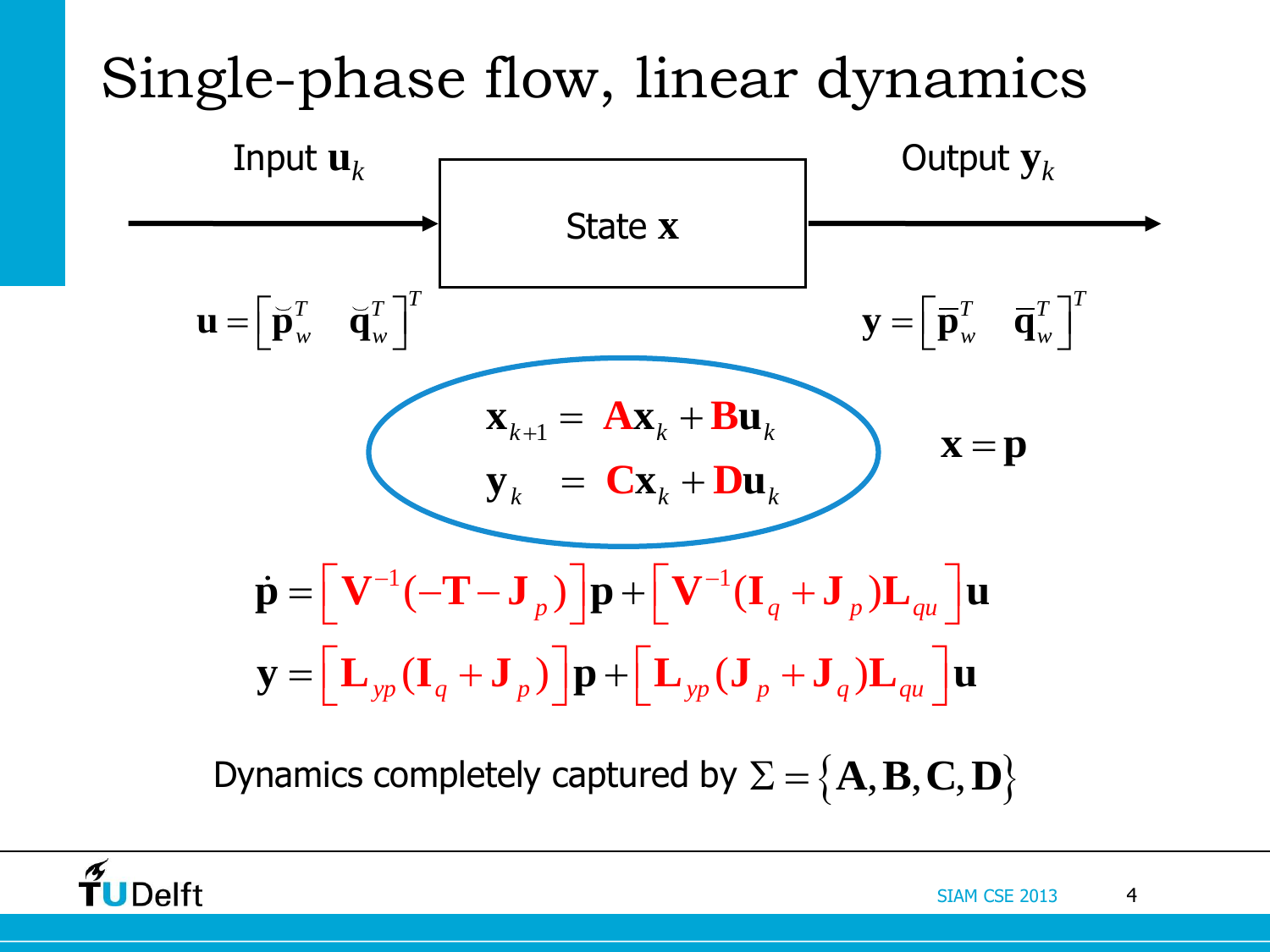# Single-phase flow, linear dynamics

Input $\mathbf{u}_k$ → State $\mathbf{x}$ → Output $\mathbf{y}_k$

$$\mathbf{u} = \begin{bmatrix} \breve{\mathbf{p}}_w^T & \breve{\mathbf{q}}_w^T \end{bmatrix}^T \qquad \mathbf{y} = \begin{bmatrix} \bar{\mathbf{p}}_w^T & \bar{\mathbf{q}}_w^T \end{bmatrix}^T$$

$$\begin{aligned} \mathbf{x}_{k+1} &= \mathbf{A}\mathbf{x}_k + \mathbf{B}\mathbf{u}_k \\ \mathbf{y}_k &= \mathbf{C}\mathbf{x}_k + \mathbf{D}\mathbf{u}_k \end{aligned} \qquad \mathbf{x} = \mathbf{p}$$

$$\dot{\mathbf{p}} = \left[ \mathbf{V}^{-1}(-\mathbf{T} - \mathbf{J}_p) \right]\mathbf{p} + \left[ \mathbf{V}^{-1}(\mathbf{I}_q + \mathbf{J}_p)\mathbf{L}_{qu} \right]\mathbf{u}$$

$$\mathbf{y} = \left[ \mathbf{L}_{yp}(\mathbf{I}_q + \mathbf{J}_p) \right]\mathbf{p} + \left[ \mathbf{L}_{yp}(\mathbf{J}_p + \mathbf{J}_q)\mathbf{L}_{qu} \right]\mathbf{u}$$

Dynamics completely captured by $\Sigma = \{\mathbf{A}, \mathbf{B}, \mathbf{C}, \mathbf{D}\}$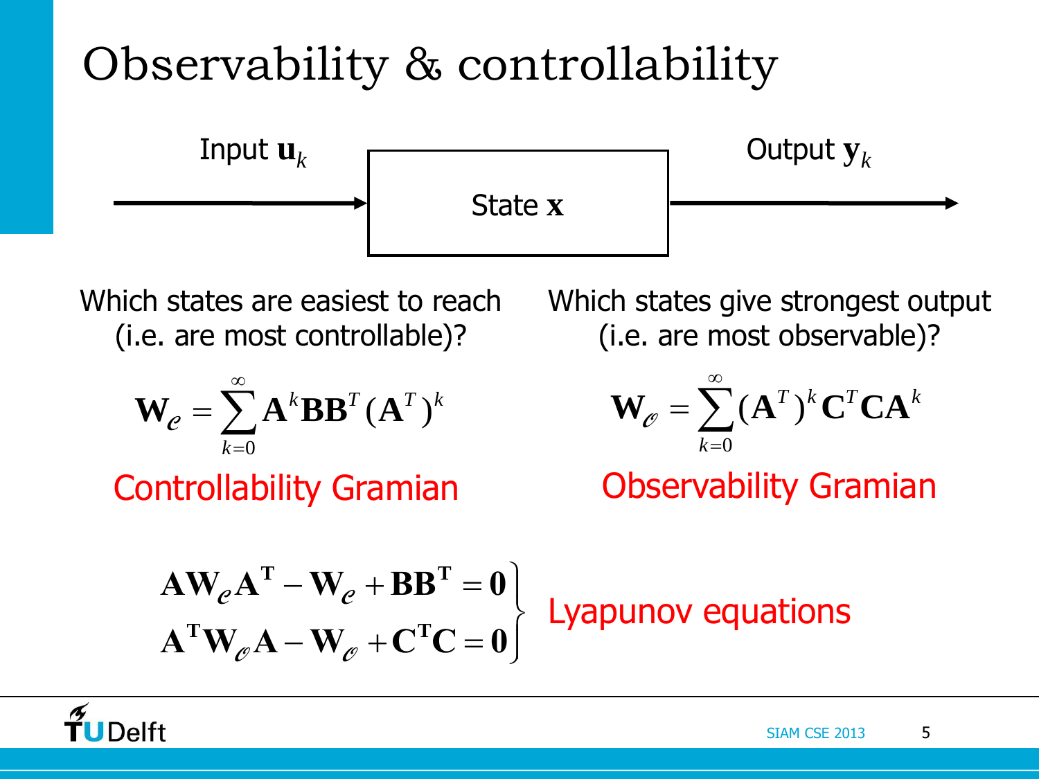# Observability & controllability

Input $\mathbf{u}_k$ → State $\mathbf{x}$ → Output $\mathbf{y}_k$

Which states are easiest to reach (i.e. are most controllable)?

$$\mathbf{W}_{\mathcal{C}} = \sum_{k=0}^{\infty} \mathbf{A}^k \mathbf{B}\mathbf{B}^T (\mathbf{A}^T)^k$$

Controllability Gramian

Which states give strongest output (i.e. are most observable)?

$$\mathbf{W}_{\mathcal{O}} = \sum_{k=0}^{\infty} (\mathbf{A}^T)^k \mathbf{C}^T \mathbf{C} \mathbf{A}^k$$

Observability Gramian

$$\left.\begin{aligned} \mathbf{A}\mathbf{W}_{\mathcal{C}}\mathbf{A}^{\mathrm{T}} - \mathbf{W}_{\mathcal{C}} + \mathbf{B}\mathbf{B}^{\mathrm{T}} &= \mathbf{0} \\ \mathbf{A}^{\mathrm{T}}\mathbf{W}_{\mathcal{O}}\mathbf{A} - \mathbf{W}_{\mathcal{O}} + \mathbf{C}^{\mathrm{T}}\mathbf{C} &= \mathbf{0} \end{aligned}\right\} \text{Lyapunov equations}$$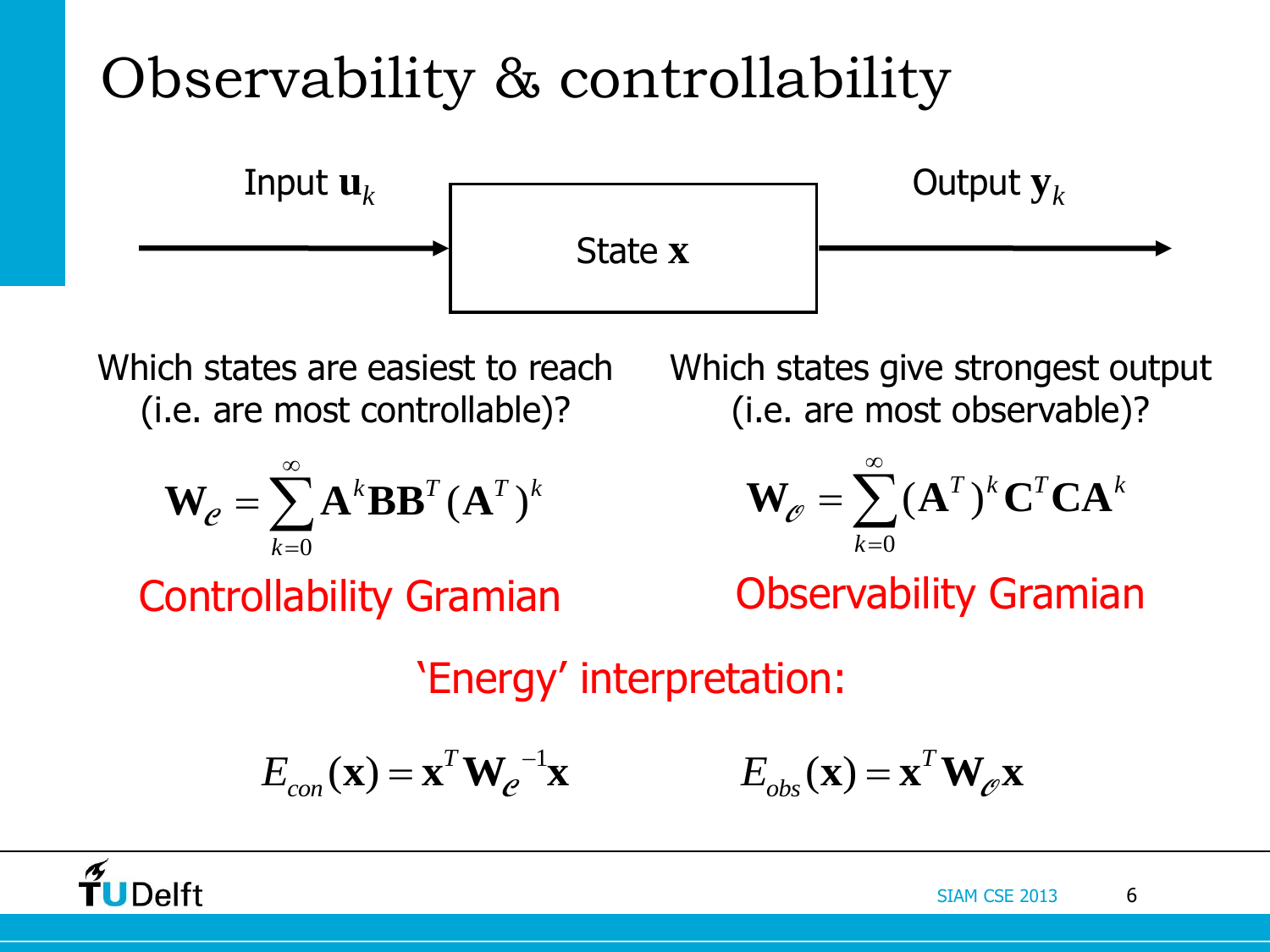# Observability & controllability

Input $\mathbf{u}_k$ → State $\mathbf{x}$ → Output $\mathbf{y}_k$

Which states are easiest to reach (i.e. are most controllable)?

$$\mathbf{W}_{\mathcal{C}} = \sum_{k=0}^{\infty} \mathbf{A}^k \mathbf{B}\mathbf{B}^T (\mathbf{A}^T)^k$$

Controllability Gramian

Which states give strongest output (i.e. are most observable)?

$$\mathbf{W}_{\mathcal{O}} = \sum_{k=0}^{\infty} (\mathbf{A}^T)^k \mathbf{C}^T \mathbf{C} \mathbf{A}^k$$

Observability Gramian

'Energy' interpretation:

$$E_{con}(\mathbf{x}) = \mathbf{x}^T \mathbf{W}_{\mathcal{C}}^{-1} \mathbf{x}$$

$$E_{obs}(\mathbf{x}) = \mathbf{x}^T \mathbf{W}_{\mathcal{O}} \mathbf{x}$$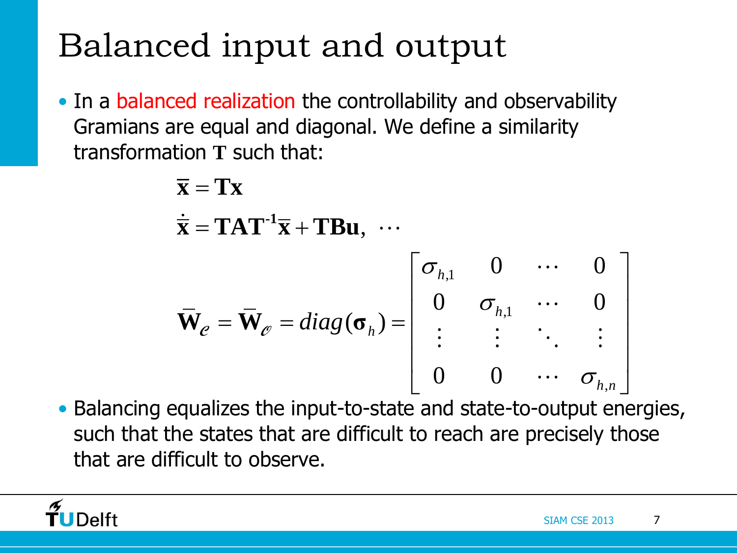# Balanced input and output

- In a balanced realization the controllability and observability Gramians are equal and diagonal. We define a similarity transformation $\mathbf{T}$ such that:

$$\bar{\mathbf{x}} = \mathbf{T}\mathbf{x}$$

$$\dot{\bar{\mathbf{x}}} = \mathbf{T}\mathbf{A}\mathbf{T}^{-1}\bar{\mathbf{x}} + \mathbf{T}\mathbf{B}\mathbf{u}, \ \cdots$$

$$\bar{\mathbf{W}}_{\mathscr{C}} = \bar{\mathbf{W}}_{\mathscr{O}} = diag(\boldsymbol{\sigma}_h) = \begin{bmatrix} \sigma_{h,1} & 0 & \cdots & 0 \\ 0 & \sigma_{h,1} & \cdots & 0 \\ \vdots & \vdots & \ddots & \vdots \\ 0 & 0 & \cdots & \sigma_{h,n} \end{bmatrix}$$

- Balancing equalizes the input-to-state and state-to-output energies, such that the states that are difficult to reach are precisely those that are difficult to observe.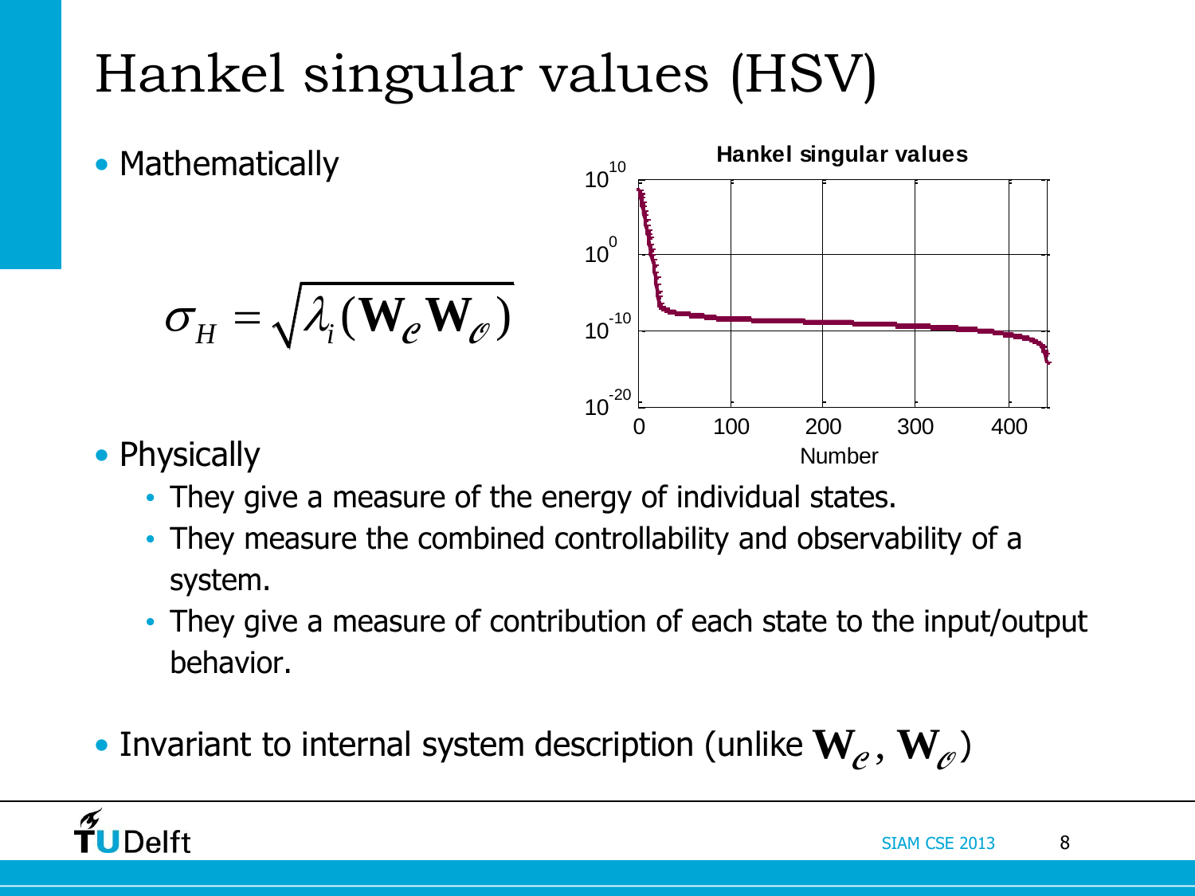# Hankel singular values (HSV)

- Mathematically

$$\sigma_H = \sqrt{\lambda_i(\mathbf{W}_{\mathcal{C}}\mathbf{W}_{\mathcal{O}})}$$

- Physically
  - They give a measure of the energy of individual states.
  - They measure the combined controllability and observability of a system.
  - They give a measure of contribution of each state to the input/output behavior.

- Invariant to internal system description (unlike $\mathbf{W}_{\mathcal{C}}, \mathbf{W}_{\mathcal{O}}$)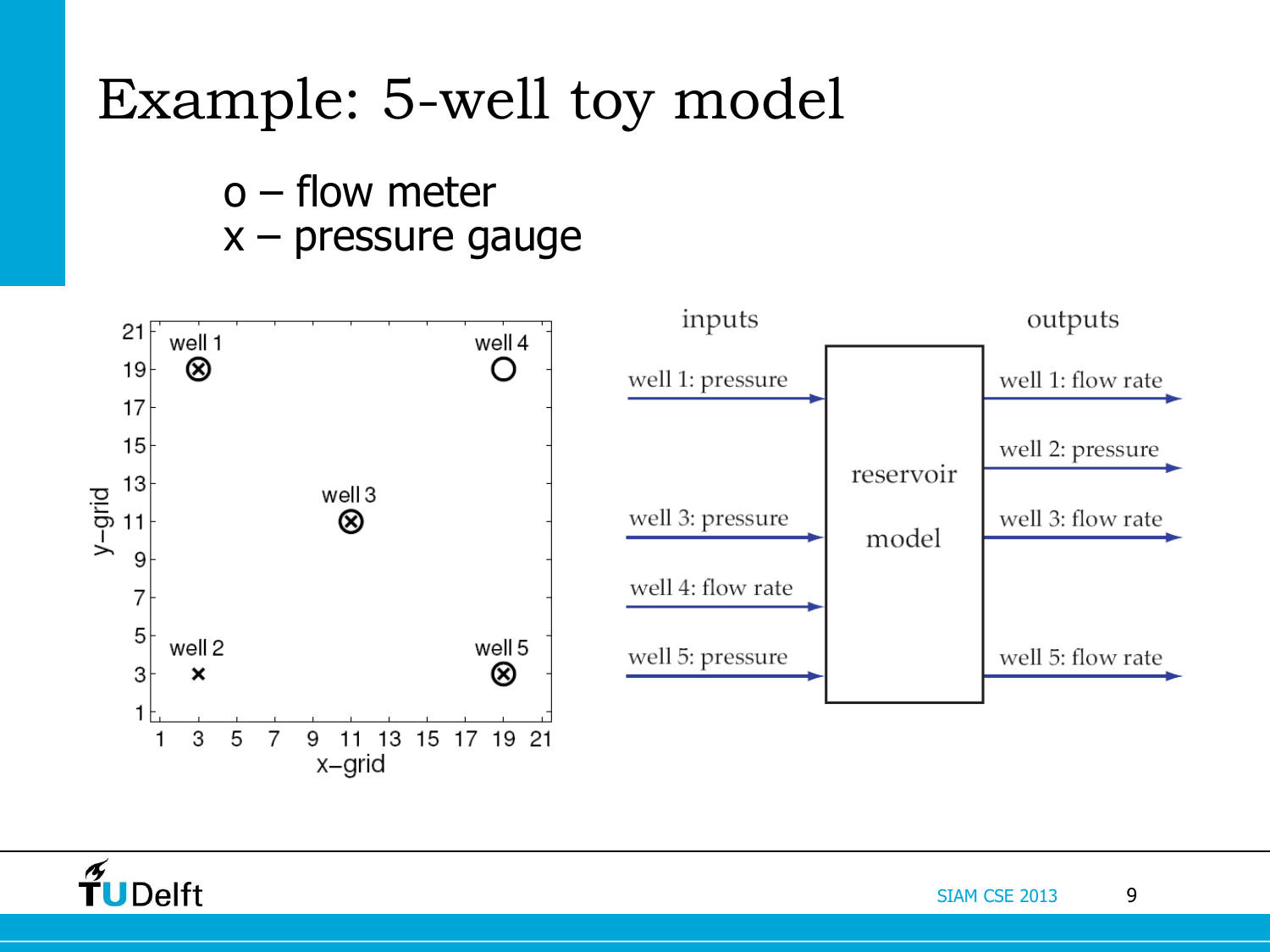# Example: 5-well toy model

o – flow meter
x – pressure gauge

| inputs | outputs |
| --- | --- |
| well 1: pressure | well 1: flow rate |
| well 3: pressure | well 2: pressure |
| well 4: flow rate | well 3: flow rate |
| well 5: pressure | well 5: flow rate |

reservoir model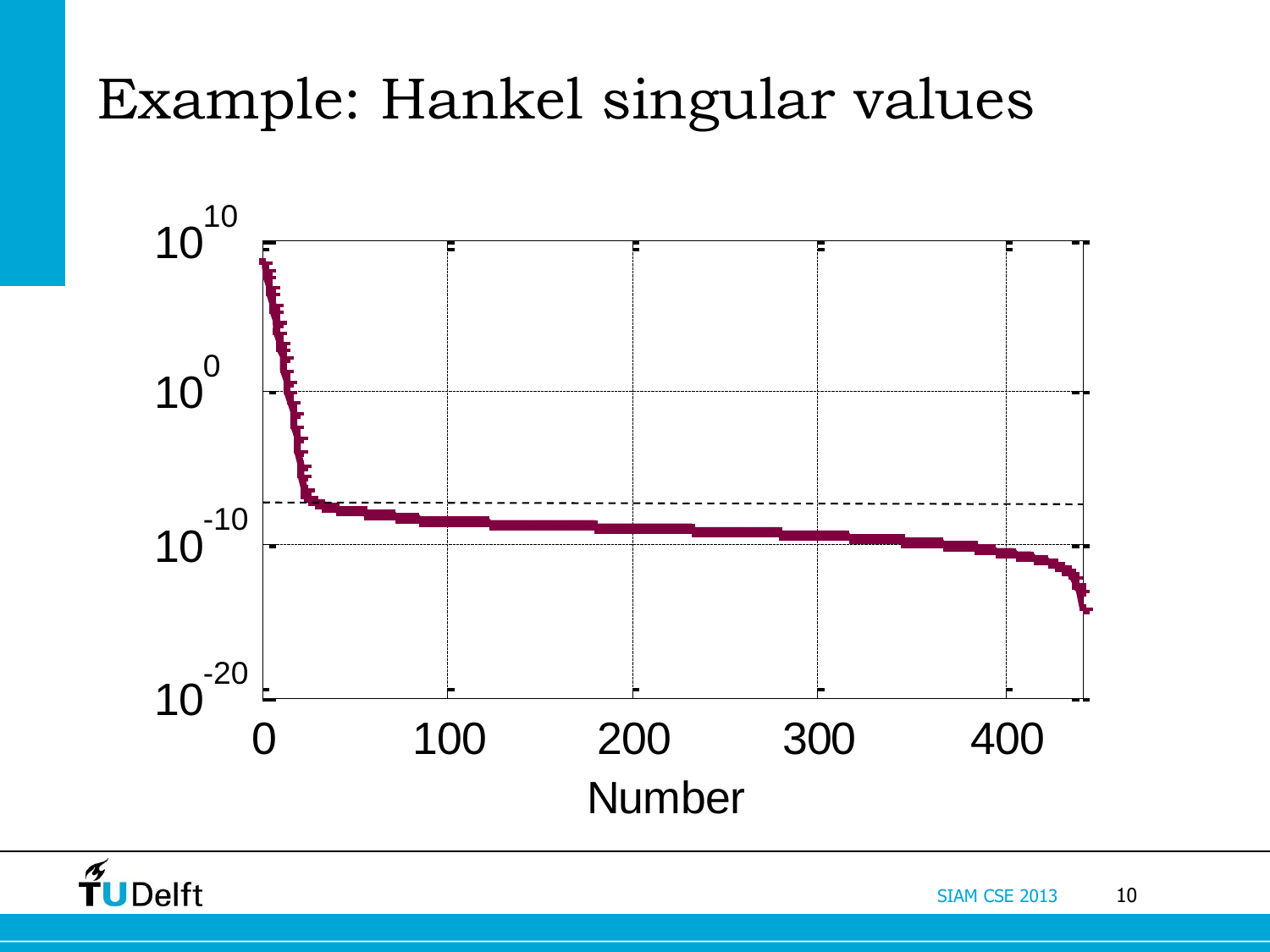# Example: Hankel singular values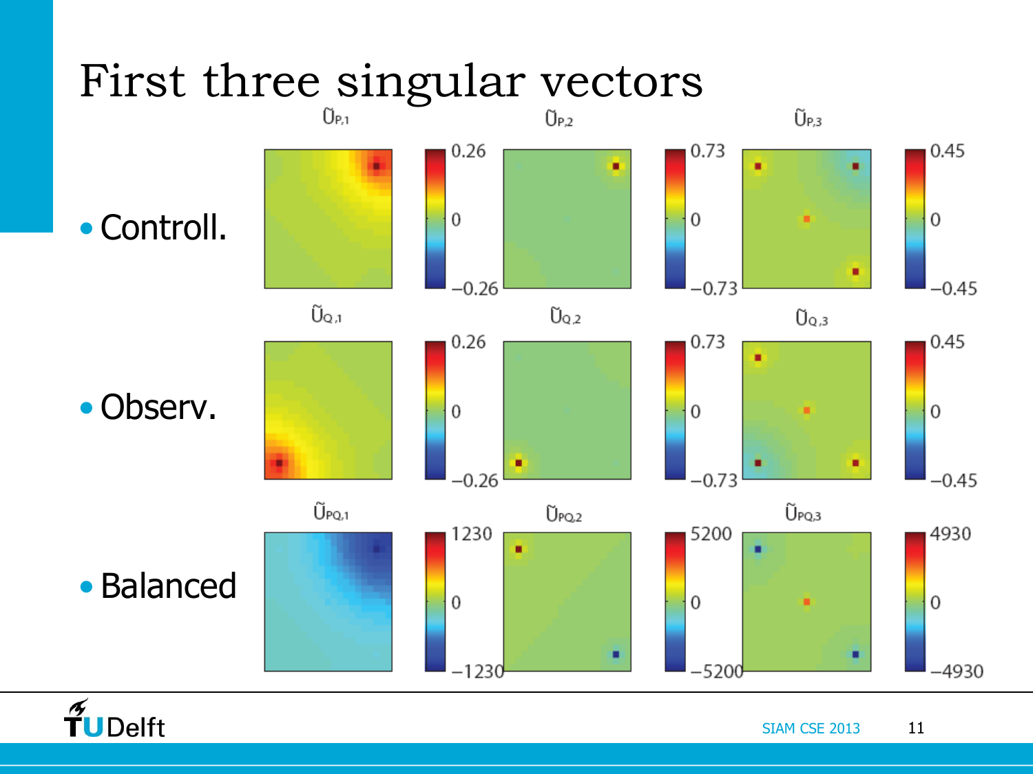# First three singular vectors

- Controll.
- Observ.
- Balanced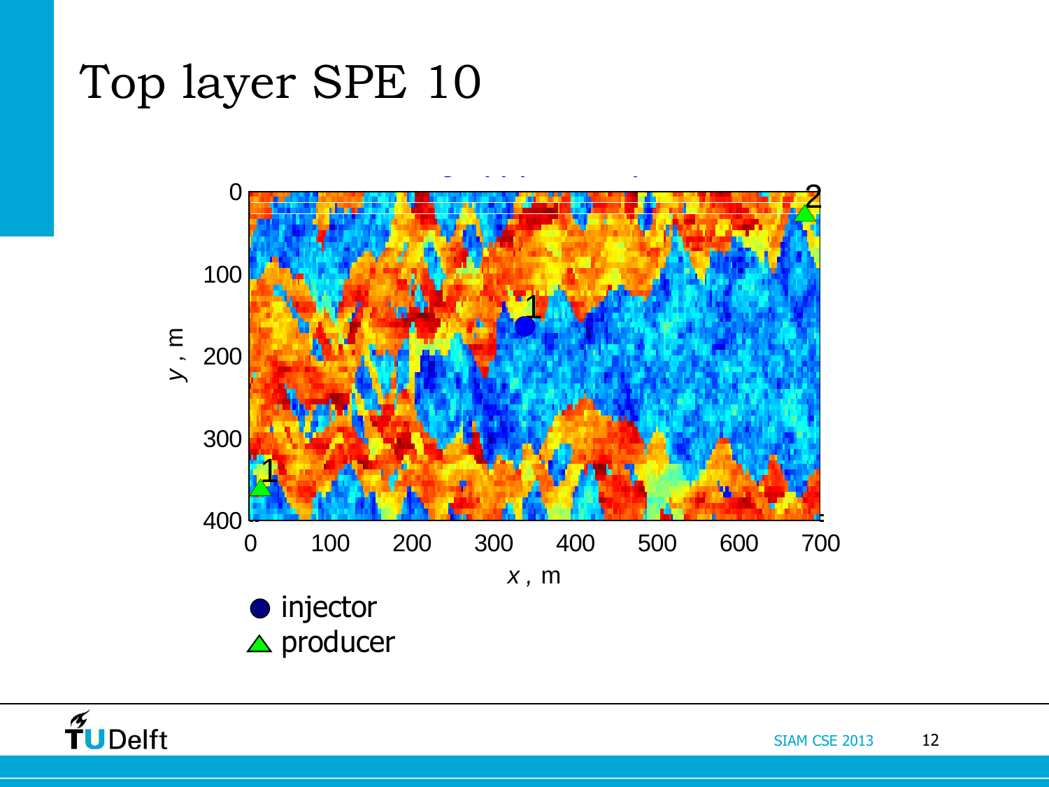# Top layer SPE 10

0
100
200
300
400

*y* , m

0 100 200 300 400 500 600 700

*x* , m

1
2
1

● injector
△ producer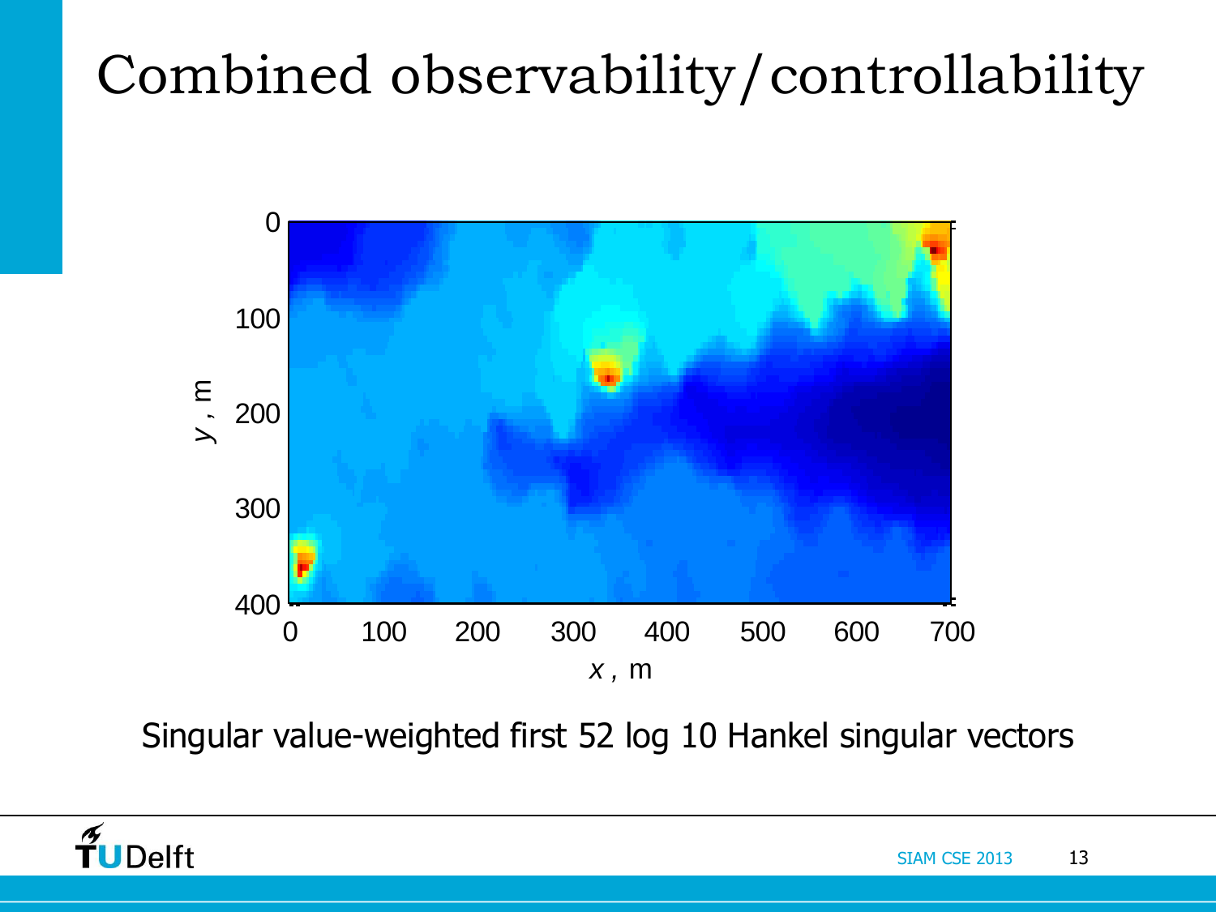# Combined observability/controllability

Singular value-weighted first 52 log 10 Hankel singular vectors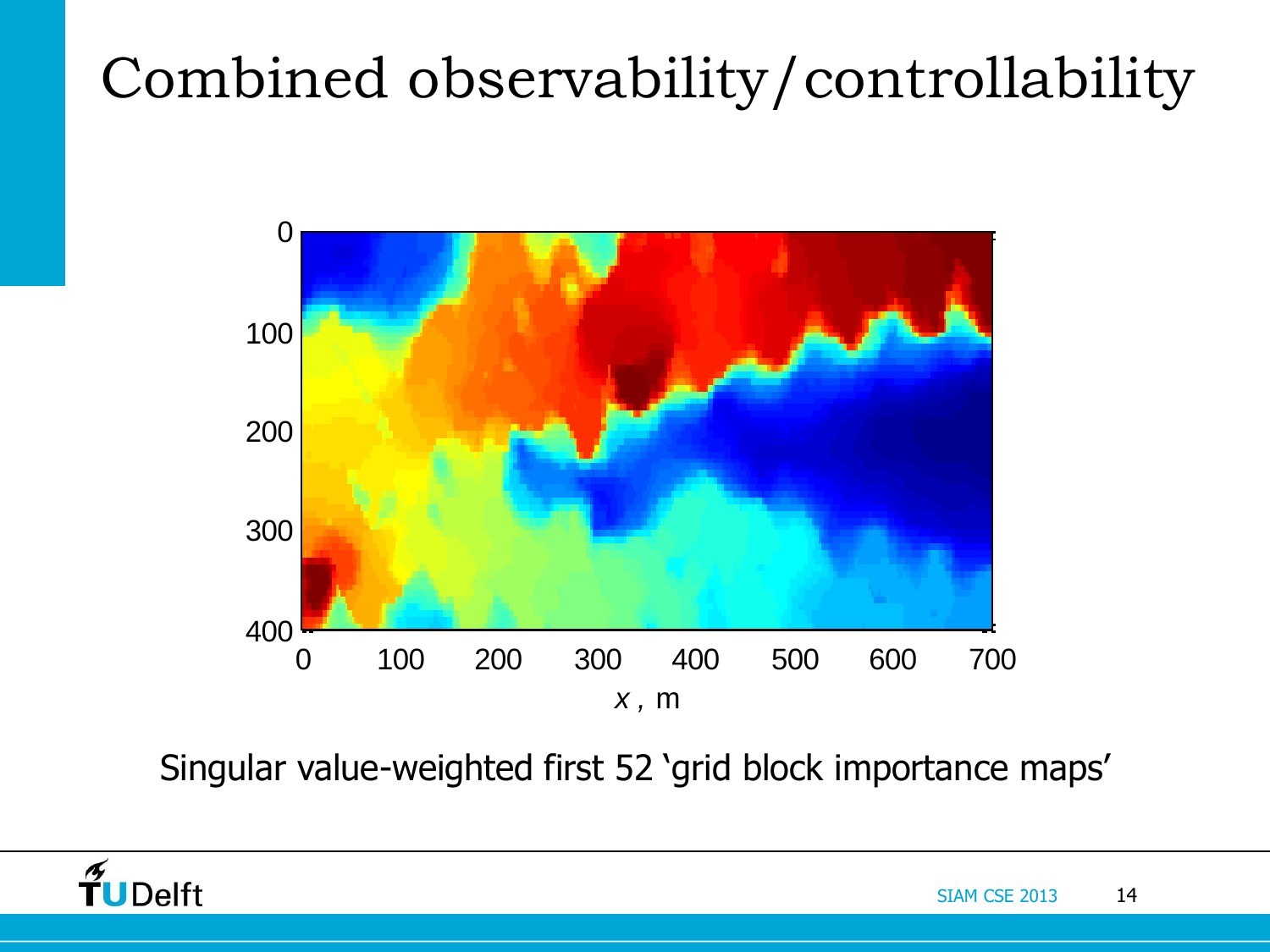# Combined observability/controllability

Singular value-weighted first 52 'grid block importance maps'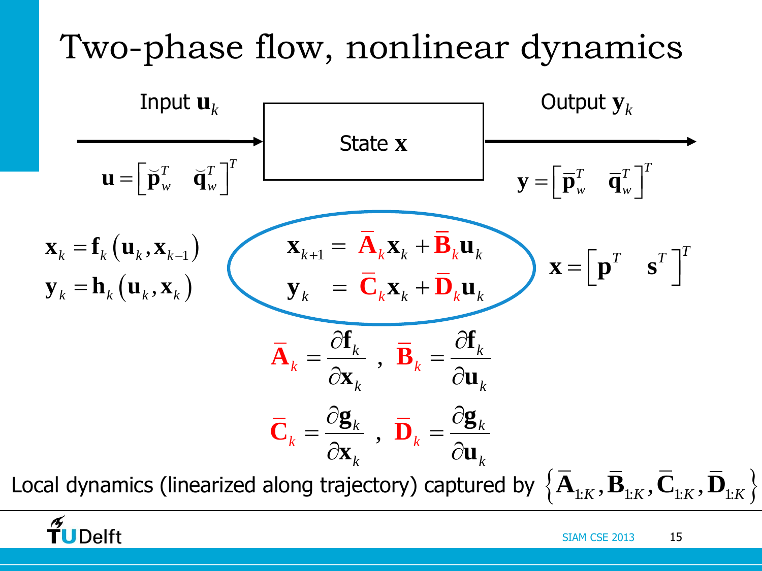# Two-phase flow, nonlinear dynamics

Input $\mathbf{u}_k$ → State $\mathbf{x}$ → Output $\mathbf{y}_k$

$$\mathbf{u} = \begin{bmatrix} \breve{\mathbf{p}}_w^T & \breve{\mathbf{q}}_w^T \end{bmatrix}^T \qquad \mathbf{y} = \begin{bmatrix} \bar{\mathbf{p}}_w^T & \bar{\mathbf{q}}_w^T \end{bmatrix}^T$$

$$\mathbf{x}_k = \mathbf{f}_k\left(\mathbf{u}_k, \mathbf{x}_{k-1}\right)$$
$$\mathbf{y}_k = \mathbf{h}_k\left(\mathbf{u}_k, \mathbf{x}_k\right)$$

$$\mathbf{x}_{k+1} = \bar{\mathbf{A}}_k \mathbf{x}_k + \bar{\mathbf{B}}_k \mathbf{u}_k$$
$$\mathbf{y}_k = \bar{\mathbf{C}}_k \mathbf{x}_k + \bar{\mathbf{D}}_k \mathbf{u}_k$$

$$\mathbf{x} = \begin{bmatrix} \mathbf{p}^T & \mathbf{s}^T \end{bmatrix}^T$$

$$\bar{\mathbf{A}}_k = \frac{\partial \mathbf{f}_k}{\partial \mathbf{x}_k}, \quad \bar{\mathbf{B}}_k = \frac{\partial \mathbf{f}_k}{\partial \mathbf{u}_k}$$

$$\bar{\mathbf{C}}_k = \frac{\partial \mathbf{g}_k}{\partial \mathbf{x}_k}, \quad \bar{\mathbf{D}}_k = \frac{\partial \mathbf{g}_k}{\partial \mathbf{u}_k}$$

Local dynamics (linearized along trajectory) captured by $\left\{\bar{\mathbf{A}}_{1:K}, \bar{\mathbf{B}}_{1:K}, \bar{\mathbf{C}}_{1:K}, \bar{\mathbf{D}}_{1:K}\right\}$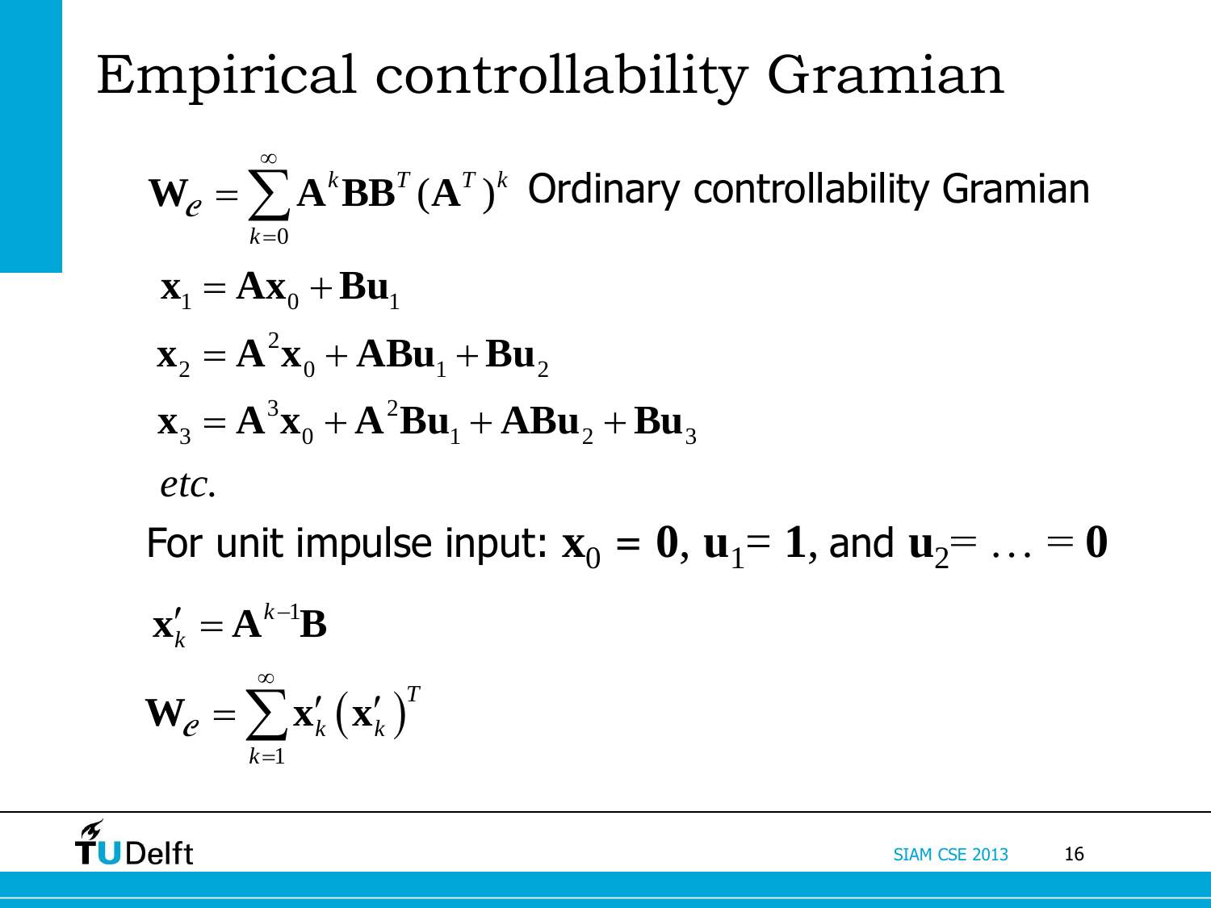# Empirical controllability Gramian

$$\mathbf{W}_{\mathcal{C}} = \sum_{k=0}^{\infty} \mathbf{A}^k \mathbf{B}\mathbf{B}^T (\mathbf{A}^T)^k$$ Ordinary controllability Gramian

$$\mathbf{x}_1 = \mathbf{A}\mathbf{x}_0 + \mathbf{B}\mathbf{u}_1$$

$$\mathbf{x}_2 = \mathbf{A}^2\mathbf{x}_0 + \mathbf{A}\mathbf{B}\mathbf{u}_1 + \mathbf{B}\mathbf{u}_2$$

$$\mathbf{x}_3 = \mathbf{A}^3\mathbf{x}_0 + \mathbf{A}^2\mathbf{B}\mathbf{u}_1 + \mathbf{A}\mathbf{B}\mathbf{u}_2 + \mathbf{B}\mathbf{u}_3$$

*etc.*

For unit impulse input: $\mathbf{x}_0 = \mathbf{0}$, $\mathbf{u}_1 = \mathbf{1}$, and $\mathbf{u}_2 = \ldots = \mathbf{0}$

$$\mathbf{x}'_k = \mathbf{A}^{k-1}\mathbf{B}$$

$$\mathbf{W}_{\mathcal{C}} = \sum_{k=1}^{\infty} \mathbf{x}'_k \left(\mathbf{x}'_k\right)^T$$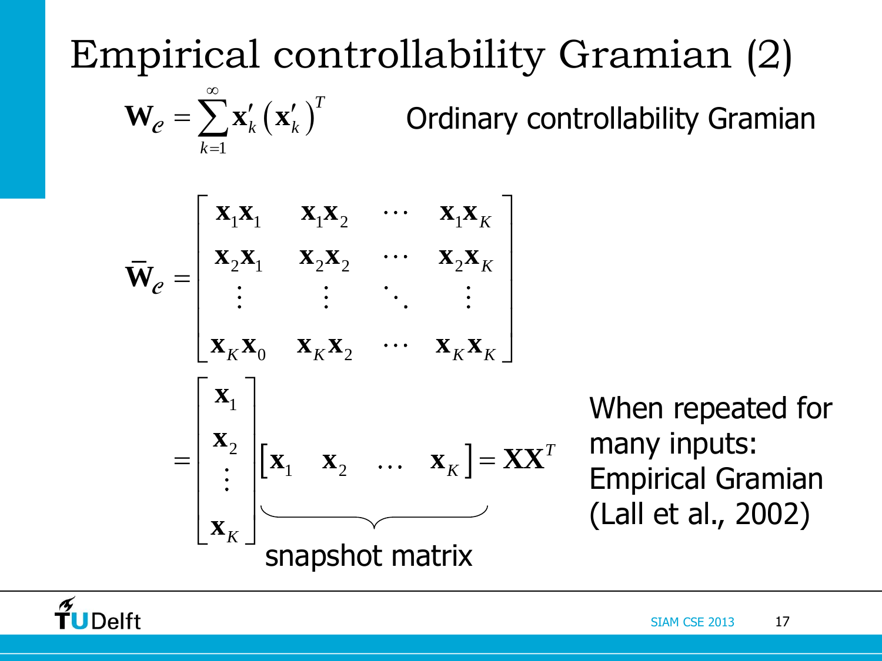# Empirical controllability Gramian (2)

$$\mathbf{W}_{\mathcal{c}} = \sum_{k=1}^{\infty} \mathbf{x}'_k \left(\mathbf{x}'_k\right)^T$$

Ordinary controllability Gramian

$$\bar{\mathbf{W}}_{\mathcal{c}} = \begin{bmatrix} \mathbf{x}_1\mathbf{x}_1 & \mathbf{x}_1\mathbf{x}_2 & \cdots & \mathbf{x}_1\mathbf{x}_K \\ \mathbf{x}_2\mathbf{x}_1 & \mathbf{x}_2\mathbf{x}_2 & \cdots & \mathbf{x}_2\mathbf{x}_K \\ \vdots & \vdots & \ddots & \vdots \\ \mathbf{x}_K\mathbf{x}_0 & \mathbf{x}_K\mathbf{x}_2 & \cdots & \mathbf{x}_K\mathbf{x}_K \end{bmatrix}$$

$$= \begin{bmatrix} \mathbf{x}_1 \\ \mathbf{x}_2 \\ \vdots \\ \mathbf{x}_K \end{bmatrix} \underbrace{\begin{bmatrix} \mathbf{x}_1 & \mathbf{x}_2 & \ldots & \mathbf{x}_K \end{bmatrix}}_{\text{snapshot matrix}} = \mathbf{X}\mathbf{X}^T$$

When repeated for many inputs: Empirical Gramian (Lall et al., 2002)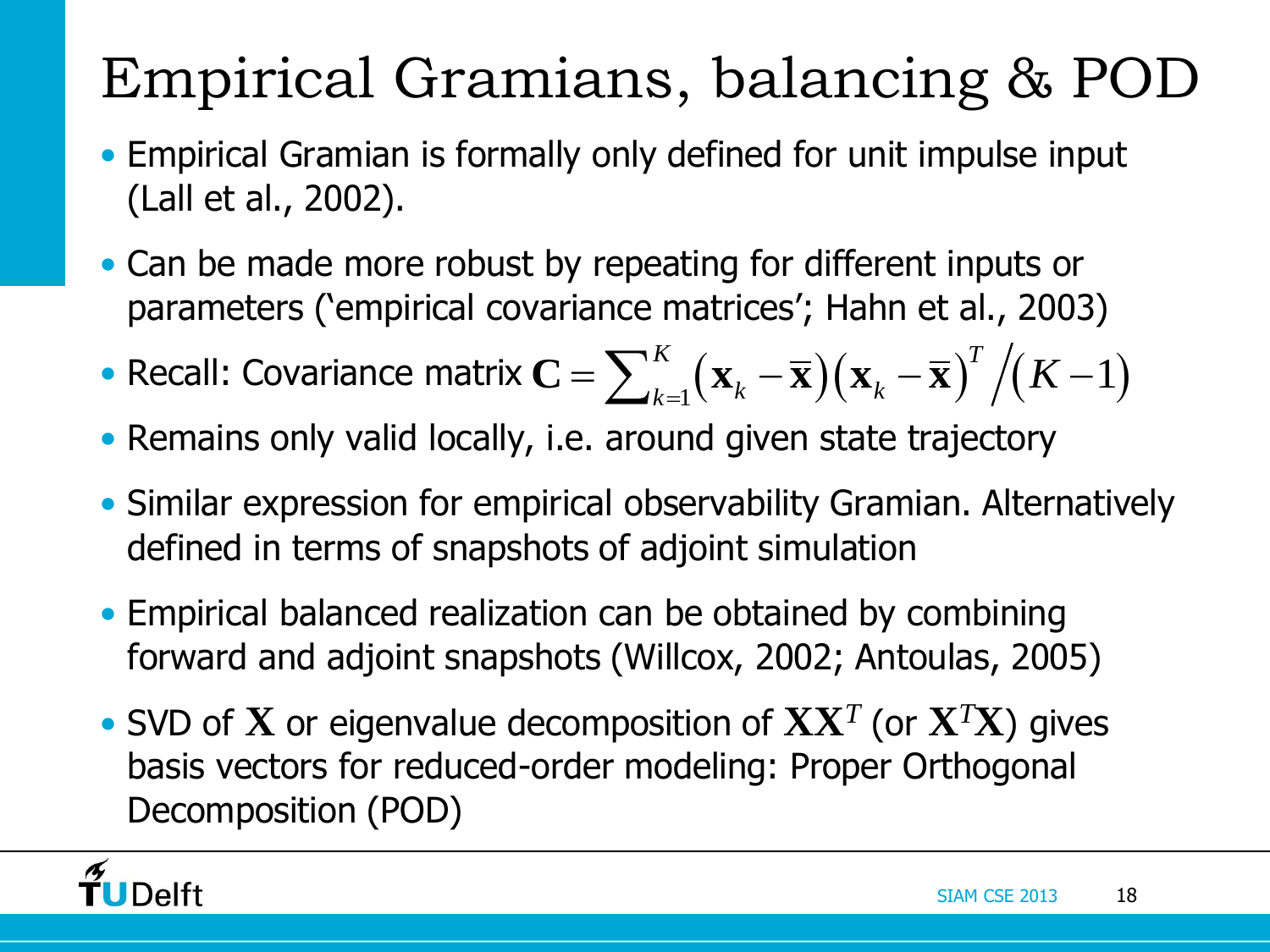# Empirical Gramians, balancing & POD

- Empirical Gramian is formally only defined for unit impulse input (Lall et al., 2002).
- Can be made more robust by repeating for different inputs or parameters ('empirical covariance matrices'; Hahn et al., 2003)
- Recall: Covariance matrix $\mathbf{C} = \sum_{k=1}^{K} \left(\mathbf{x}_k - \overline{\mathbf{x}}\right)\left(\mathbf{x}_k - \overline{\mathbf{x}}\right)^T \Big/ \left(K-1\right)$
- Remains only valid locally, i.e. around given state trajectory
- Similar expression for empirical observability Gramian. Alternatively defined in terms of snapshots of adjoint simulation
- Empirical balanced realization can be obtained by combining forward and adjoint snapshots (Willcox, 2002; Antoulas, 2005)
- SVD of $\mathbf{X}$ or eigenvalue decomposition of $\mathbf{X}\mathbf{X}^T$ (or $\mathbf{X}^T\mathbf{X}$) gives basis vectors for reduced-order modeling: Proper Orthogonal Decomposition (POD)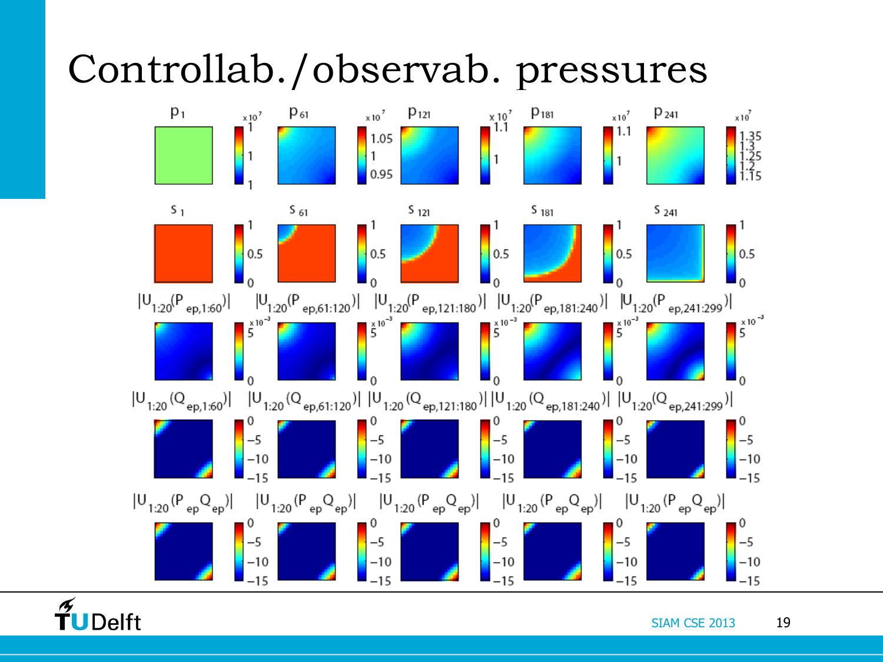# Controllab./observab. pressures

$p_1$ | $p_{61}$ | $p_{121}$ | $p_{181}$ | $p_{241}$

$s_1$ | $s_{61}$ | $s_{121}$ | $s_{181}$ | $s_{241}$

$|U_{1:20}(P_{ep,1:60})|$ | $|U_{1:20}(P_{ep,61:120})|$ | $|U_{1:20}(P_{ep,121:180})|$ | $|U_{1:20}(P_{ep,181:240})|$ | $|U_{1:20}(P_{ep,241:299})|$

$|U_{1:20}(Q_{ep,1:60})|$ | $|U_{1:20}(Q_{ep,61:120})|$ | $|U_{1:20}(Q_{ep,121:180})|$ | $|U_{1:20}(Q_{ep,181:240})|$ | $|U_{1:20}(Q_{ep,241:299})|$

$|U_{1:20}(P_{ep}Q_{ep})|$ | $|U_{1:20}(P_{ep}Q_{ep})|$ | $|U_{1:20}(P_{ep}Q_{ep})|$ | $|U_{1:20}(P_{ep}Q_{ep})|$ | $|U_{1:20}(P_{ep}Q_{ep})|$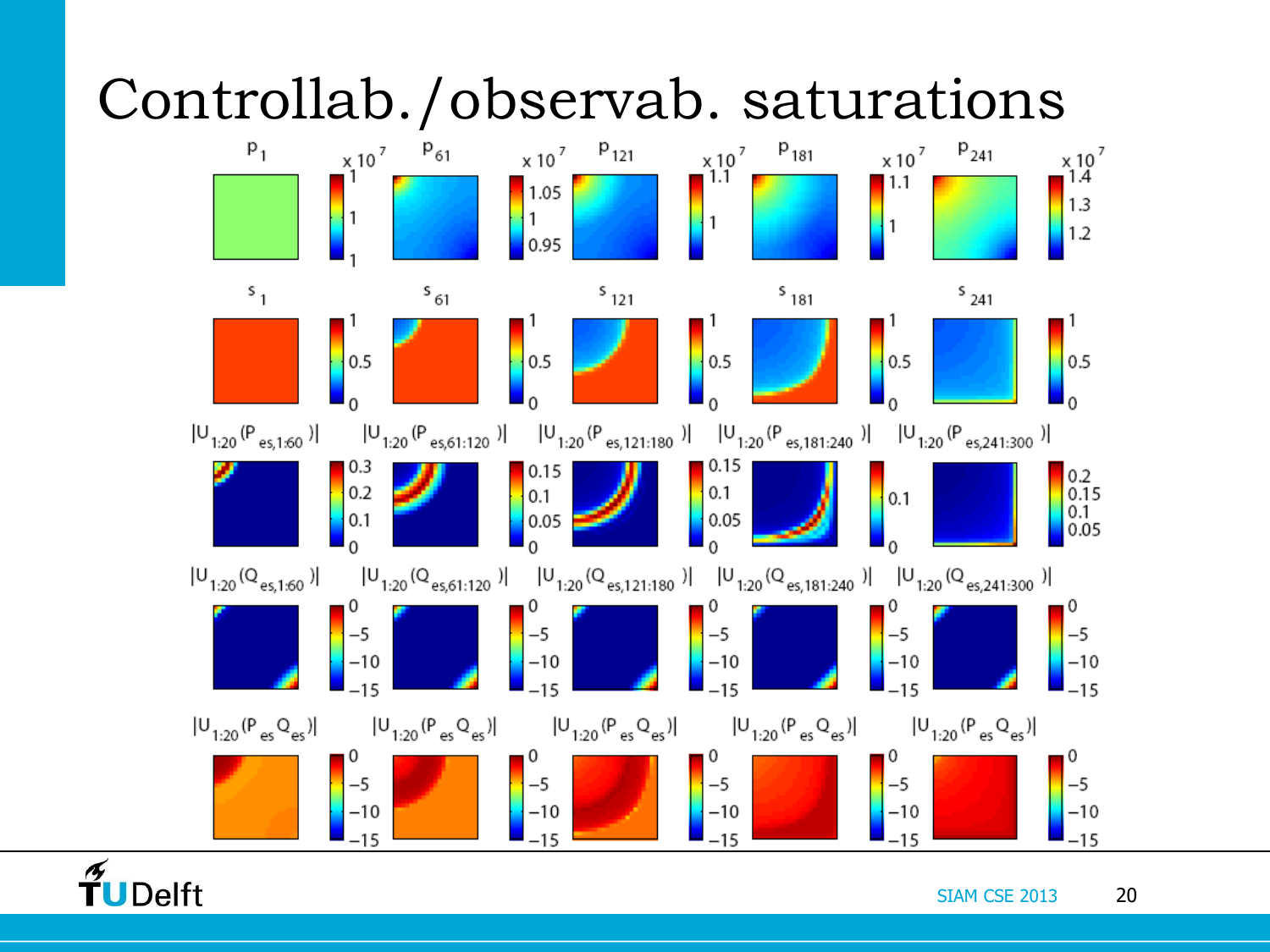# Controllab./observab. saturations

$p_1$ | $p_{61}$ | $p_{121}$ | $p_{181}$ | $p_{241}$

$s_1$ | $s_{61}$ | $s_{121}$ | $s_{181}$ | $s_{241}$

$|U_{1:20}(P_{es,1:60})|$ | $|U_{1:20}(P_{es,61:120})|$ | $|U_{1:20}(P_{es,121:180})|$ | $|U_{1:20}(P_{es,181:240})|$ | $|U_{1:20}(P_{es,241:300})|$

$|U_{1:20}(Q_{es,1:60})|$ | $|U_{1:20}(Q_{es,61:120})|$ | $|U_{1:20}(Q_{es,121:180})|$ | $|U_{1:20}(Q_{es,181:240})|$ | $|U_{1:20}(Q_{es,241:300})|$

$|U_{1:20}(P_{es}Q_{es})|$ | $|U_{1:20}(P_{es}Q_{es})|$ | $|U_{1:20}(P_{es}Q_{es})|$ | $|U_{1:20}(P_{es}Q_{es})|$ | $|U_{1:20}(P_{es}Q_{es})|$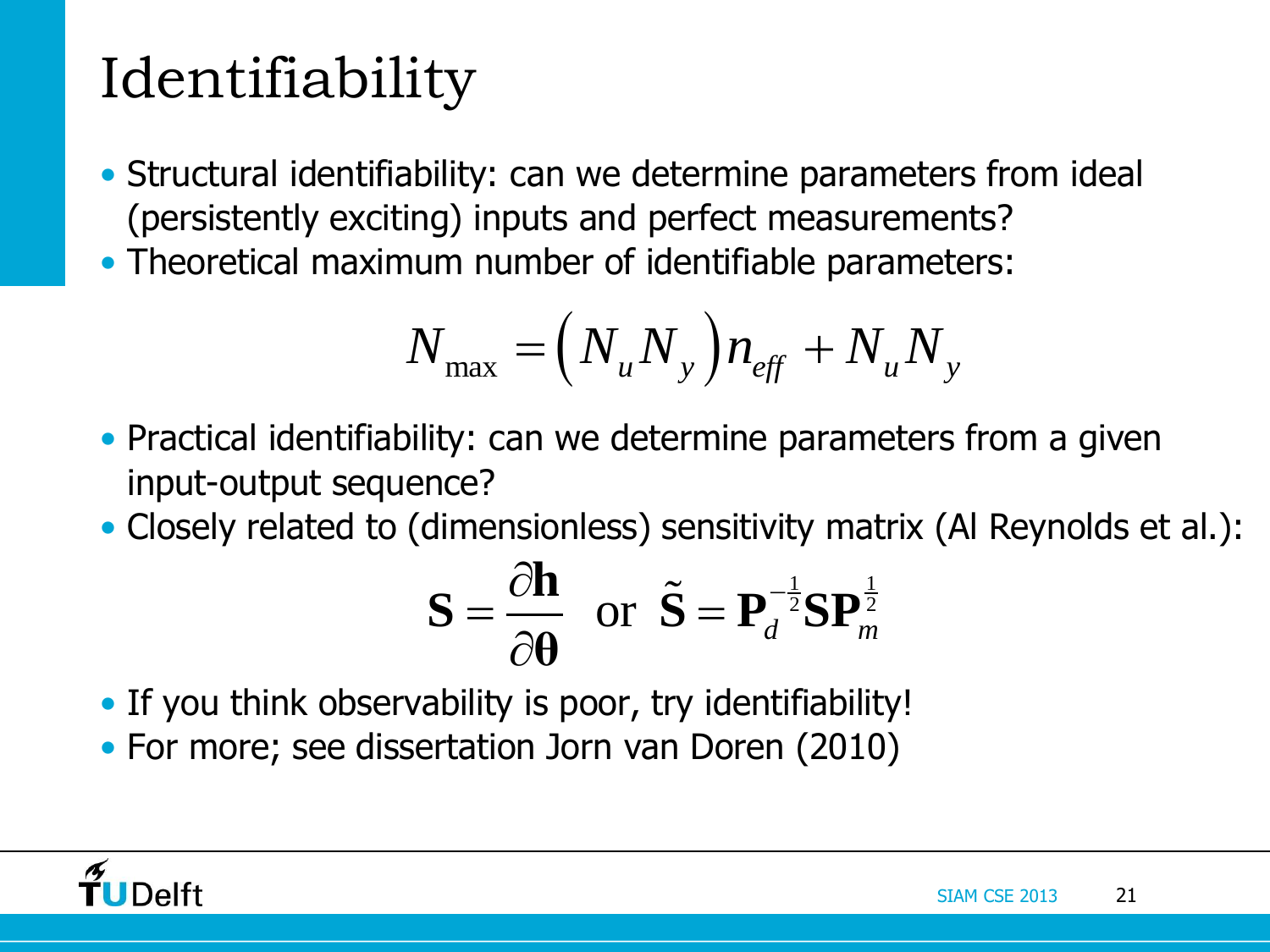# Identifiability

- Structural identifiability: can we determine parameters from ideal (persistently exciting) inputs and perfect measurements?
- Theoretical maximum number of identifiable parameters:

$$N_{\max} = \left(N_u N_y\right) n_{eff} + N_u N_y$$

- Practical identifiability: can we determine parameters from a given input-output sequence?
- Closely related to (dimensionless) sensitivity matrix (Al Reynolds et al.):

$$\mathbf{S} = \frac{\partial \mathbf{h}}{\partial \boldsymbol{\theta}} \quad \text{or} \quad \tilde{\mathbf{S}} = \mathbf{P}_d^{-\frac{1}{2}} \mathbf{S} \mathbf{P}_m^{\frac{1}{2}}$$

- If you think observability is poor, try identifiability!
- For more; see dissertation Jorn van Doren (2010)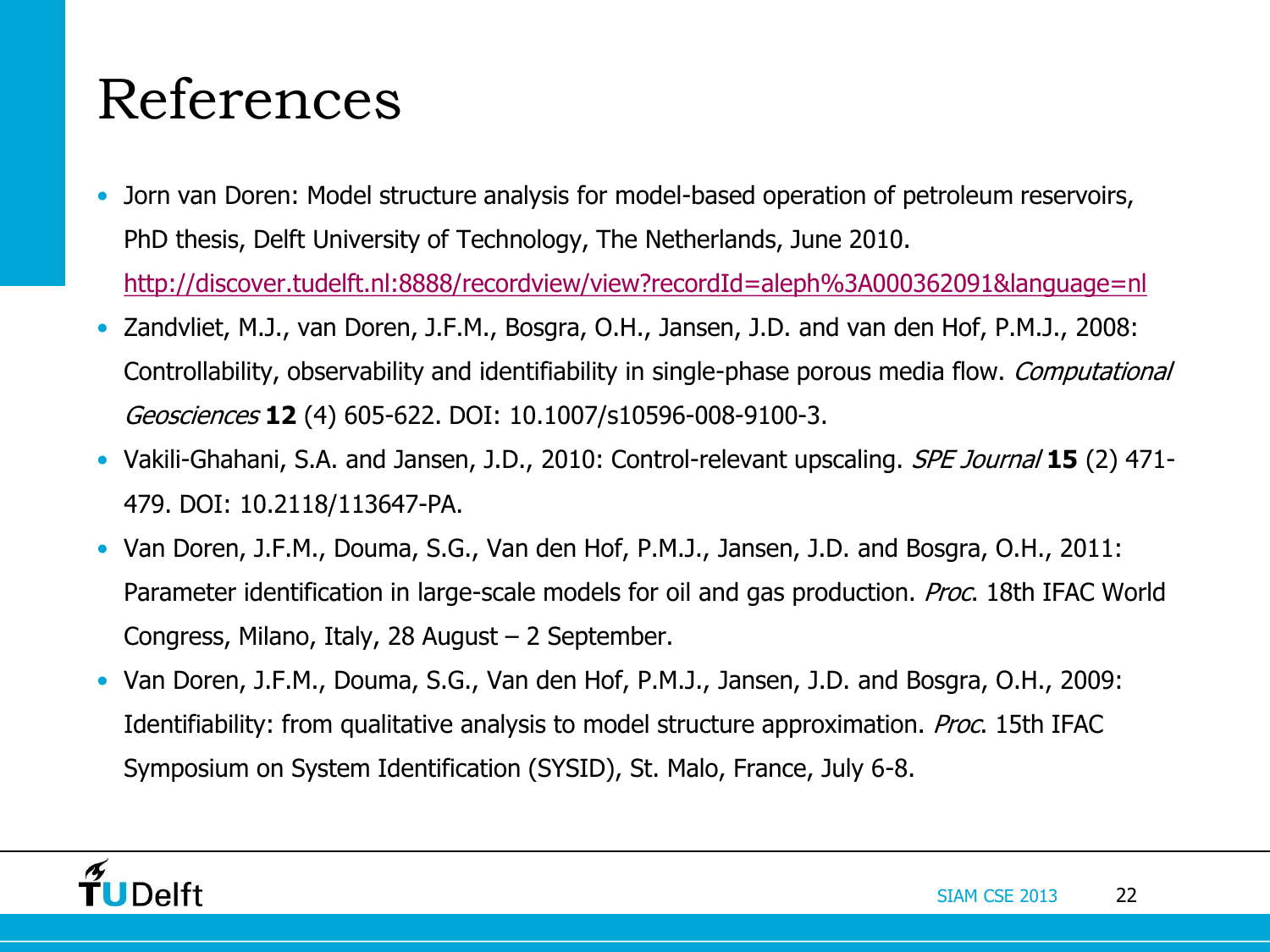# References

- Jorn van Doren: Model structure analysis for model-based operation of petroleum reservoirs, PhD thesis, Delft University of Technology, The Netherlands, June 2010. http://discover.tudelft.nl:8888/recordview/view?recordId=aleph%3A000362091&language=nl
- Zandvliet, M.J., van Doren, J.F.M., Bosgra, O.H., Jansen, J.D. and van den Hof, P.M.J., 2008: Controllability, observability and identifiability in single-phase porous media flow. *Computational Geosciences* **12** (4) 605-622. DOI: 10.1007/s10596-008-9100-3.
- Vakili-Ghahani, S.A. and Jansen, J.D., 2010: Control-relevant upscaling. *SPE Journal* **15** (2) 471-479. DOI: 10.2118/113647-PA.
- Van Doren, J.F.M., Douma, S.G., Van den Hof, P.M.J., Jansen, J.D. and Bosgra, O.H., 2011: Parameter identification in large-scale models for oil and gas production. *Proc*. 18th IFAC World Congress, Milano, Italy, 28 August – 2 September.
- Van Doren, J.F.M., Douma, S.G., Van den Hof, P.M.J., Jansen, J.D. and Bosgra, O.H., 2009: Identifiability: from qualitative analysis to model structure approximation. *Proc*. 15th IFAC Symposium on System Identification (SYSID), St. Malo, France, July 6-8.